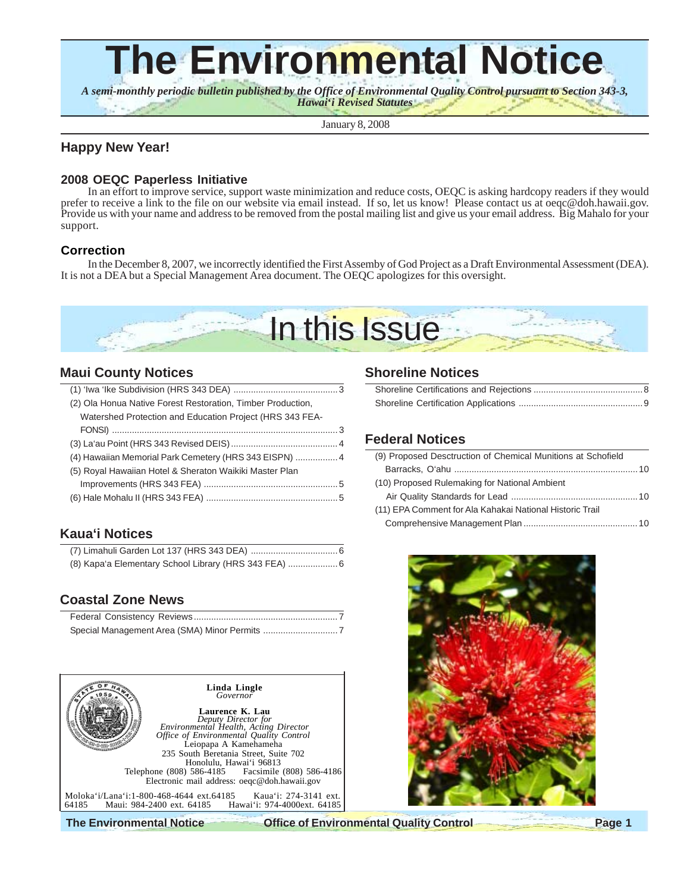# The Environmental Notice

*A semi-monthly periodic bulletin published by the Office of Environmental Quality Control pursuant to Section 343-3, Hawai'i Revised Statutes*

January 8, 2008

## Happy New Year!

### 2008 OEQC Paperless Initiative

In an effort to improve service, support waste minimization and reduce costs, OEQC is asking hardcopy readers if they would prefer to receive a link to the file on our website via email instead. If so, let us know! Please contact us at oeqc@doh.hawaii.gov. Provide us with your name and address to be removed from the postal mailing list and give us your email address. Big Mahalo for your support.

### Correction

In the December 8, 2007, we incorrectly identified the First Assemby of God Project as a Draft Environmental Assessment (DEA). It is not a DEA but a Special Management Area document. The OEQC apologizes for this oversight.

# In this Issue

## Maui County Notices

(1) 'Iwa 'Ike Subdivision (HRS 343 DEA) .......... 3
(2) Ola Honua Native Forest Restoration, Timber Production, Watershed Protection and Education Project (HRS 343 FEA-FONSI) .......... 3
(3) La'au Point (HRS 343 Revised DEIS) .......... 4
(4) Hawaiian Memorial Park Cemetery (HRS 343 EISPN) .......... 4
(5) Royal Hawaiian Hotel & Sheraton Waikiki Master Plan Improvements (HRS 343 FEA) .......... 5
(6) Hale Mohalu II (HRS 343 FEA) .......... 5

## Kaua'i Notices

(7) Limahuli Garden Lot 137 (HRS 343 DEA) .......... 6
(8) Kapa'a Elementary School Library (HRS 343 FEA) .......... 6

## Coastal Zone News

Federal Consistency Reviews .......... 7
Special Management Area (SMA) Minor Permits .......... 7

## Shoreline Notices

Shoreline Certifications and Rejections .......... 8
Shoreline Certification Applications .......... 9

## Federal Notices

(9) Proposed Desctruction of Chemical Munitions at Schofield Barracks, O'ahu .......... 10
(10) Proposed Rulemaking for National Ambient Air Quality Standards for Lead .......... 10
(11) EPA Comment for Ala Kahakai National Historic Trail Comprehensive Management Plan .......... 10

---

**Linda Lingle**
*Governor*

**Laurence K. Lau**
*Deputy Director for Environmental Health, Acting Director Office of Environmental Quality Control*
Leiopapa A Kamehameha
235 South Beretania Street, Suite 702
Honolulu, Hawai'i 96813
Telephone (808) 586-4185 Facsimile (808) 586-4186
Electronic mail address: oeqc@doh.hawaii.gov

Moloka'i/Lana'i:1-800-468-4644 ext.64185 Kaua'i: 274-3141 ext. 64185 Maui: 984-2400 ext. 64185 Hawai'i: 974-4000ext. 64185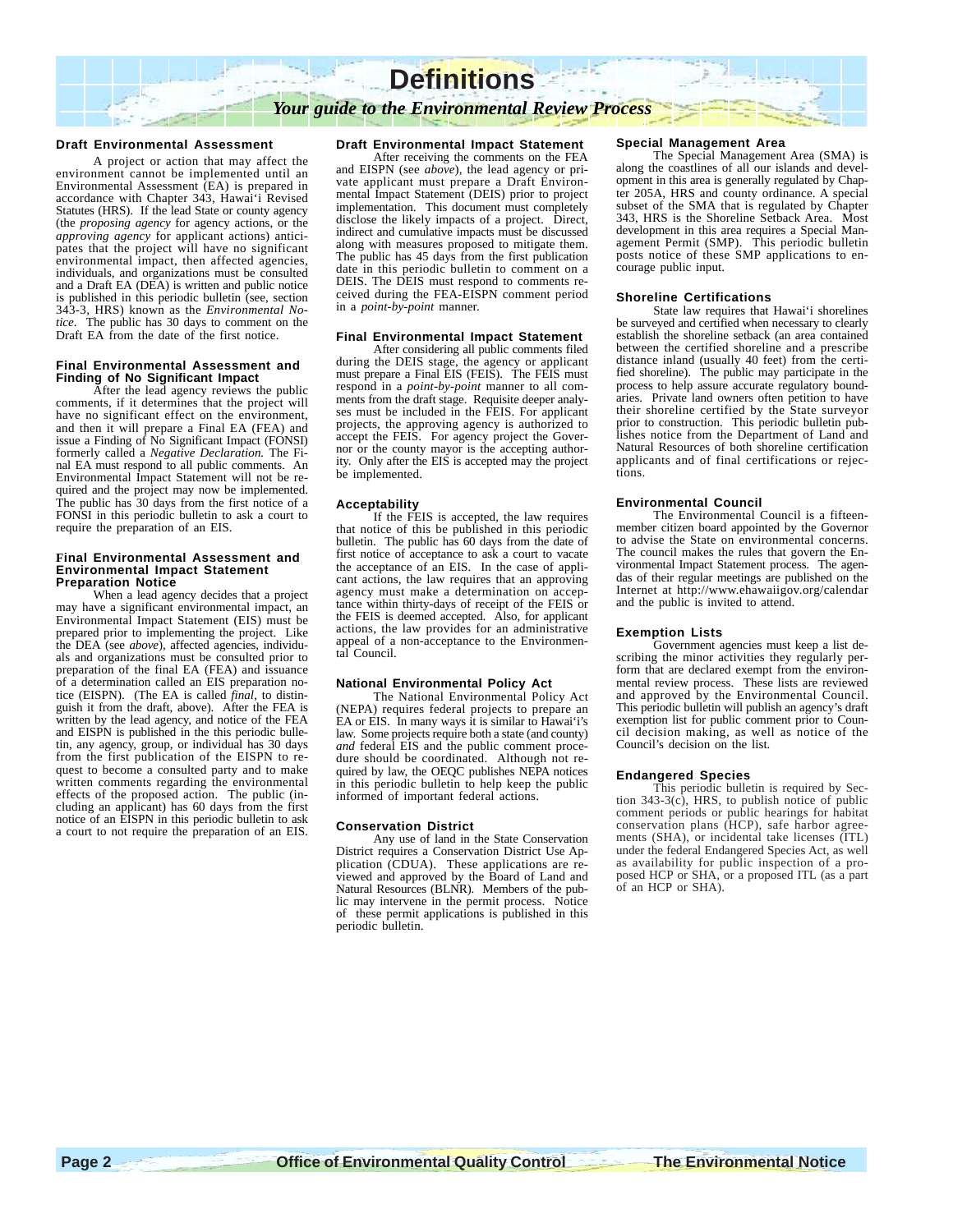# Definitions

*Your guide to the Environmental Review Process*

### Draft Environmental Assessment

A project or action that may affect the environment cannot be implemented until an Environmental Assessment (EA) is prepared in accordance with Chapter 343, Hawai'i Revised Statutes (HRS). If the lead State or county agency (the *proposing agency* for agency actions, or the *approving agency* for applicant actions) anticipates that the project will have no significant environmental impact, then affected agencies, individuals, and organizations must be consulted and a Draft EA (DEA) is written and public notice is published in this periodic bulletin (see, section 343-3, HRS) known as the *Environmental Notice*. The public has 30 days to comment on the Draft EA from the date of the first notice.

### Final Environmental Assessment and Finding of No Significant Impact

After the lead agency reviews the public comments, if it determines that the project will have no significant effect on the environment, and then it will prepare a Final EA (FEA) and issue a Finding of No Significant Impact (FONSI) formerly called a *Negative Declaration.* The Final EA must respond to all public comments. An Environmental Impact Statement will not be required and the project may now be implemented. The public has 30 days from the first notice of a FONSI in this periodic bulletin to ask a court to require the preparation of an EIS.

### Final Environmental Assessment and Environmental Impact Statement Preparation Notice

When a lead agency decides that a project may have a significant environmental impact, an Environmental Impact Statement (EIS) must be prepared prior to implementing the project. Like the DEA (see *above*), affected agencies, individuals and organizations must be consulted prior to preparation of the final EA (FEA) and issuance of a determination called an EIS preparation notice (EISPN). (The EA is called *final*, to distinguish it from the draft, above). After the FEA is written by the lead agency, and notice of the FEA and EISPN is published in the this periodic bulletin, any agency, group, or individual has 30 days from the first publication of the EISPN to request to become a consulted party and to make written comments regarding the environmental effects of the proposed action. The public (including an applicant) has 60 days from the first notice of an EISPN in this periodic bulletin to ask a court to not require the preparation of an EIS.

### Draft Environmental Impact Statement

After receiving the comments on the FEA and EISPN (see *above*), the lead agency or private applicant must prepare a Draft Environmental Impact Statement (DEIS) prior to project implementation. This document must completely disclose the likely impacts of a project. Direct, indirect and cumulative impacts must be discussed along with measures proposed to mitigate them. The public has 45 days from the first publication date in this periodic bulletin to comment on a DEIS. The DEIS must respond to comments received during the FEA-EISPN comment period in a *point-by-point* manner.

### Final Environmental Impact Statement

After considering all public comments filed during the DEIS stage, the agency or applicant must prepare a Final EIS (FEIS). The FEIS must respond in a *point-by-point* manner to all comments from the draft stage. Requisite deeper analyses must be included in the FEIS. For applicant projects, the approving agency is authorized to accept the FEIS. For agency project the Governor or the county mayor is the accepting authority. Only after the EIS is accepted may the project be implemented.

### Acceptability

If the FEIS is accepted, the law requires that notice of this be published in this periodic bulletin. The public has 60 days from the date of first notice of acceptance to ask a court to vacate the acceptance of an EIS. In the case of applicant actions, the law requires that an approving agency must make a determination on acceptance within thirty-days of receipt of the FEIS or the FEIS is deemed accepted. Also, for applicant actions, the law provides for an administrative appeal of a non-acceptance to the Environmental Council.

### National Environmental Policy Act

The National Environmental Policy Act (NEPA) requires federal projects to prepare an EA or EIS. In many ways it is similar to Hawai'i's law. Some projects require both a state (and county) *and* federal EIS and the public comment procedure should be coordinated. Although not required by law, the OEQC publishes NEPA notices in this periodic bulletin to help keep the public informed of important federal actions.

### Conservation District

Any use of land in the State Conservation District requires a Conservation District Use Application (CDUA). These applications are reviewed and approved by the Board of Land and Natural Resources (BLNR). Members of the public may intervene in the permit process. Notice of these permit applications is published in this periodic bulletin.

### Special Management Area

The Special Management Area (SMA) is along the coastlines of all our islands and development in this area is generally regulated by Chapter 205A, HRS and county ordinance. A special subset of the SMA that is regulated by Chapter 343, HRS is the Shoreline Setback Area. Most development in this area requires a Special Management Permit (SMP). This periodic bulletin posts notice of these SMP applications to encourage public input.

### Shoreline Certifications

State law requires that Hawai'i shorelines be surveyed and certified when necessary to clearly establish the shoreline setback (an area contained between the certified shoreline and a prescribe distance inland (usually 40 feet) from the certified shoreline). The public may participate in the process to help assure accurate regulatory boundaries. Private land owners often petition to have their shoreline certified by the State surveyor prior to construction. This periodic bulletin publishes notice from the Department of Land and Natural Resources of both shoreline certification applicants and of final certifications or rejections.

### Environmental Council

The Environmental Council is a fifteen-member citizen board appointed by the Governor to advise the State on environmental concerns. The council makes the rules that govern the Environmental Impact Statement process. The agendas of their regular meetings are published on the Internet at http://www.ehawaiigov.org/calendar and the public is invited to attend.

### Exemption Lists

Government agencies must keep a list describing the minor activities they regularly perform that are declared exempt from the environmental review process. These lists are reviewed and approved by the Environmental Council. This periodic bulletin will publish an agency's draft exemption list for public comment prior to Council decision making, as well as notice of the Council's decision on the list.

### Endangered Species

This periodic bulletin is required by Section 343-3(c), HRS, to publish notice of public comment periods or public hearings for habitat conservation plans (HCP), safe harbor agreements (SHA), or incidental take licenses (ITL) under the federal Endangered Species Act, as well as availability for public inspection of a proposed HCP or SHA, or a proposed ITL (as a part of an HCP or SHA).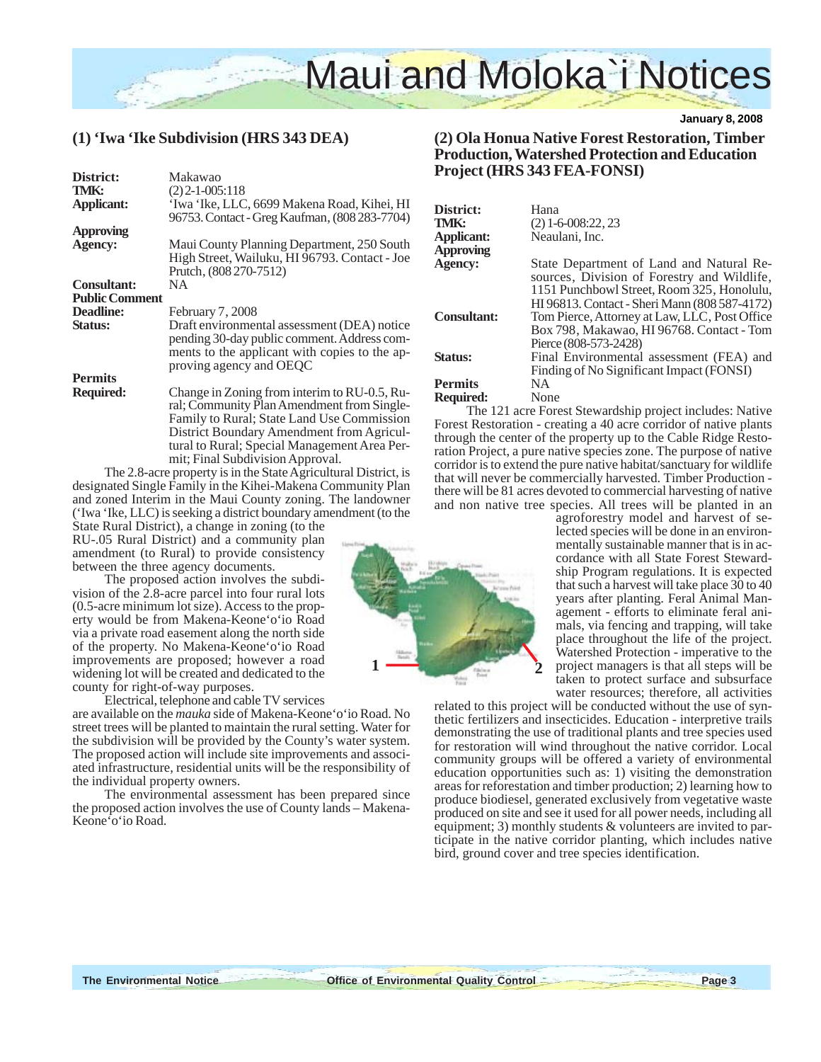# Maui and Moloka`i Notices

January 8, 2008

## (1) 'Iwa 'Ike Subdivision (HRS 343 DEA)

**District:** Makawao
**TMK:** (2) 2-1-005:118
**Applicant:** 'Iwa 'Ike, LLC, 6699 Makena Road, Kihei, HI 96753. Contact - Greg Kaufman, (808 283-7704)
**Approving Agency:** Maui County Planning Department, 250 South High Street, Wailuku, HI 96793. Contact - Joe Prutch, (808 270-7512)
**Consultant:** NA
**Public Comment Deadline:** February 7, 2008
**Status:** Draft environmental assessment (DEA) notice pending 30-day public comment. Address comments to the applicant with copies to the approving agency and OEQC
**Permits Required:** Change in Zoning from interim to RU-0.5, Rural; Community Plan Amendment from Single-Family to Rural; State Land Use Commission District Boundary Amendment from Agricultural to Rural; Special Management Area Permit; Final Subdivision Approval.

The 2.8-acre property is in the State Agricultural District, is designated Single Family in the Kihei-Makena Community Plan and zoned Interim in the Maui County zoning. The landowner ('Iwa 'Ike, LLC) is seeking a district boundary amendment (to the State Rural District), a change in zoning (to the RU-.05 Rural District) and a community plan amendment (to Rural) to provide consistency between the three agency documents.

The proposed action involves the subdivision of the 2.8-acre parcel into four rural lots (0.5-acre minimum lot size). Access to the property would be from Makena-Keone'o'io Road via a private road easement along the north side of the property. No Makena-Keone'o'io Road improvements are proposed; however a road widening lot will be created and dedicated to the county for right-of-way purposes.

Electrical, telephone and cable TV services are available on the *mauka* side of Makena-Keone'o'io Road. No street trees will be planted to maintain the rural setting. Water for the subdivision will be provided by the County's water system. The proposed action will include site improvements and associated infrastructure, residential units will be the responsibility of the individual property owners.

The environmental assessment has been prepared since the proposed action involves the use of County lands – Makena-Keone'o'io Road.

## (2) Ola Honua Native Forest Restoration, Timber Production, Watershed Protection and Education Project (HRS 343 FEA-FONSI)

**District:** Hana
**TMK:** (2) 1-6-008:22, 23
**Applicant:** Neaulani, Inc.
**Approving Agency:** State Department of Land and Natural Resources, Division of Forestry and Wildlife, 1151 Punchbowl Street, Room 325, Honolulu, HI 96813. Contact - Sheri Mann (808 587-4172)
**Consultant:** Tom Pierce, Attorney at Law, LLC, Post Office Box 798, Makawao, HI 96768. Contact - Tom Pierce (808-573-2428)
**Status:** Final Environmental assessment (FEA) and Finding of No Significant Impact (FONSI)
**Permits Required:** NA None

The 121 acre Forest Stewardship project includes: Native Forest Restoration - creating a 40 acre corridor of native plants through the center of the property up to the Cable Ridge Restoration Project, a pure native species zone. The purpose of native corridor is to extend the pure native habitat/sanctuary for wildlife that will never be commercially harvested. Timber Production - there will be 81 acres devoted to commercial harvesting of native and non native tree species. All trees will be planted in an agroforestry model and harvest of selected species will be done in an environmentally sustainable manner that is in accordance with all State Forest Stewardship Program regulations. It is expected that such a harvest will take place 30 to 40 years after planting. Feral Animal Management - efforts to eliminate feral animals, via fencing and trapping, will take place throughout the life of the project. Watershed Protection - imperative to the project managers is that all steps will be taken to protect surface and subsurface water resources; therefore, all activities related to this project will be conducted without the use of synthetic fertilizers and insecticides. Education - interpretive trails demonstrating the use of traditional plants and tree species used for restoration will wind throughout the native corridor. Local community groups will be offered a variety of environmental education opportunities such as: 1) visiting the demonstration areas for reforestation and timber production; 2) learning how to produce biodiesel, generated exclusively from vegetative waste produced on site and see it used for all power needs, including all equipment; 3) monthly students & volunteers are invited to participate in the native corridor planting, which includes native bird, ground cover and tree species identification.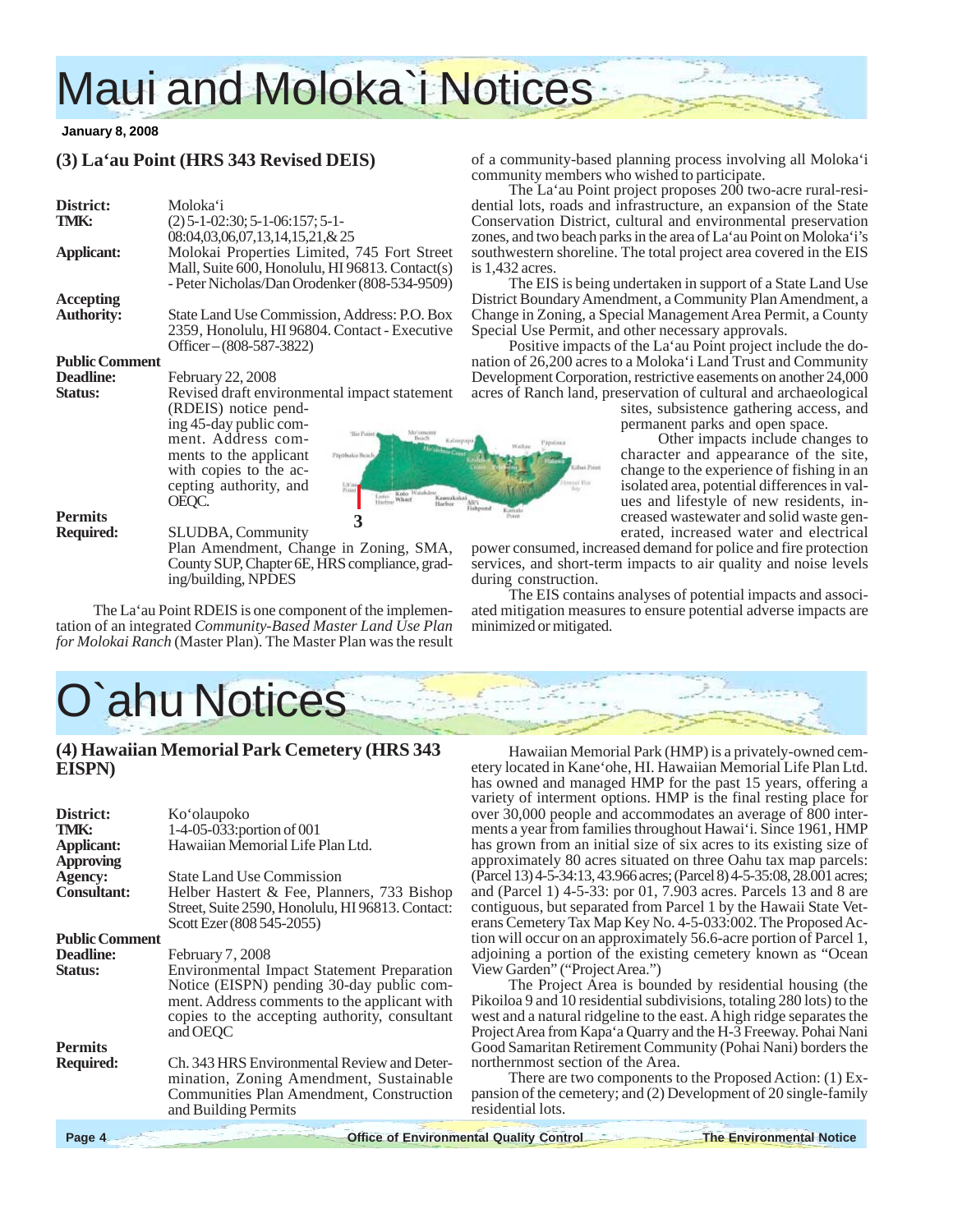# Maui and Moloka`i Notices

**January 8, 2008**

## (3) La'au Point (HRS 343 Revised DEIS)

**District:** Moloka'i
**TMK:** (2) 5-1-02:30; 5-1-06:157; 5-1-08:04,03,06,07,13,14,15,21,& 25
**Applicant:** Molokai Properties Limited, 745 Fort Street Mall, Suite 600, Honolulu, HI 96813. Contact(s) - Peter Nicholas/Dan Orodenker (808-534-9509)
**Accepting Authority:** State Land Use Commission, Address: P.O. Box 2359, Honolulu, HI 96804. Contact - Executive Officer – (808-587-3822)
**Public Comment Deadline:** February 22, 2008
**Status:** Revised draft environmental impact statement (RDEIS) notice pending 45-day public comment. Address comments to the applicant with copies to the accepting authority, and OEQC.
**Permits Required:** SLUDBA, Community Plan Amendment, Change in Zoning, SMA, County SUP, Chapter 6E, HRS compliance, grading/building, NPDES

The La'au Point RDEIS is one component of the implementation of an integrated *Community-Based Master Land Use Plan for Molokai Ranch* (Master Plan). The Master Plan was the result of a community-based planning process involving all Moloka'i community members who wished to participate.

The La'au Point project proposes 200 two-acre rural-residential lots, roads and infrastructure, an expansion of the State Conservation District, cultural and environmental preservation zones, and two beach parks in the area of La'au Point on Moloka'i's southwestern shoreline. The total project area covered in the EIS is 1,432 acres.

The EIS is being undertaken in support of a State Land Use District Boundary Amendment, a Community Plan Amendment, a Change in Zoning, a Special Management Area Permit, a County Special Use Permit, and other necessary approvals.

Positive impacts of the La'au Point project include the donation of 26,200 acres to a Moloka'i Land Trust and Community Development Corporation, restrictive easements on another 24,000 acres of Ranch land, preservation of cultural and archaeological sites, subsistence gathering access, and permanent parks and open space.

Other impacts include changes to character and appearance of the site, change to the experience of fishing in an isolated area, potential differences in values and lifestyle of new residents, increased wastewater and solid waste generated, increased water and electrical power consumed, increased demand for police and fire protection services, and short-term impacts to air quality and noise levels during construction.

The EIS contains analyses of potential impacts and associated mitigation measures to ensure potential adverse impacts are minimized or mitigated.

# O`ahu Notices

## (4) Hawaiian Memorial Park Cemetery (HRS 343 EISPN)

**District:** Ko'olaupoko
**TMK:** 1-4-05-033:portion of 001
**Applicant:** Hawaiian Memorial Life Plan Ltd.
**Approving Agency:** State Land Use Commission
**Consultant:** Helber Hastert & Fee, Planners, 733 Bishop Street, Suite 2590, Honolulu, HI 96813. Contact: Scott Ezer (808 545-2055)
**Public Comment Deadline:** February 7, 2008
**Status:** Environmental Impact Statement Preparation Notice (EISPN) pending 30-day public comment. Address comments to the applicant with copies to the accepting authority, consultant and OEQC
**Permits Required:** Ch. 343 HRS Environmental Review and Determination, Zoning Amendment, Sustainable Communities Plan Amendment, Construction and Building Permits

Hawaiian Memorial Park (HMP) is a privately-owned cemetery located in Kane'ohe, HI. Hawaiian Memorial Life Plan Ltd. has owned and managed HMP for the past 15 years, offering a variety of interment options. HMP is the final resting place for over 30,000 people and accommodates an average of 800 interments a year from families throughout Hawai'i. Since 1961, HMP has grown from an initial size of six acres to its existing size of approximately 80 acres situated on three Oahu tax map parcels: (Parcel 13) 4-5-34:13, 43.966 acres; (Parcel 8) 4-5-35:08, 28.001 acres; and (Parcel 1) 4-5-33: por 01, 7.903 acres. Parcels 13 and 8 are contiguous, but separated from Parcel 1 by the Hawaii State Veterans Cemetery Tax Map Key No. 4-5-033:002. The Proposed Action will occur on an approximately 56.6-acre portion of Parcel 1, adjoining a portion of the existing cemetery known as "Ocean View Garden" ("Project Area.")

The Project Area is bounded by residential housing (the Pikoiloa 9 and 10 residential subdivisions, totaling 280 lots) to the west and a natural ridgeline to the east. A high ridge separates the Project Area from Kapa'a Quarry and the H-3 Freeway. Pohai Nani Good Samaritan Retirement Community (Pohai Nani) borders the northernmost section of the Area.

There are two components to the Proposed Action: (1) Expansion of the cemetery; and (2) Development of 20 single-family residential lots.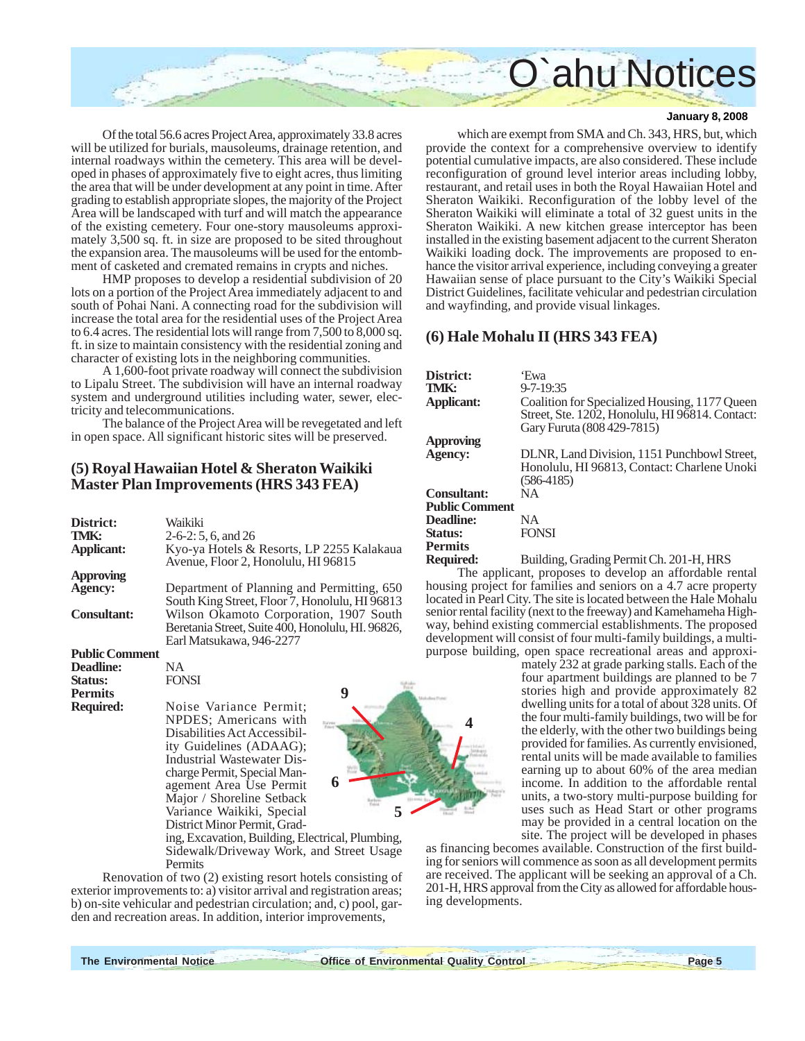Of the total 56.6 acres Project Area, approximately 33.8 acres will be utilized for burials, mausoleums, drainage retention, and internal roadways within the cemetery. This area will be developed in phases of approximately five to eight acres, thus limiting the area that will be under development at any point in time. After grading to establish appropriate slopes, the majority of the Project Area will be landscaped with turf and will match the appearance of the existing cemetery. Four one-story mausoleums approximately 3,500 sq. ft. in size are proposed to be sited throughout the expansion area. The mausoleums will be used for the entombment of casketed and cremated remains in crypts and niches.

HMP proposes to develop a residential subdivision of 20 lots on a portion of the Project Area immediately adjacent to and south of Pohai Nani. A connecting road for the subdivision will increase the total area for the residential uses of the Project Area to 6.4 acres. The residential lots will range from 7,500 to 8,000 sq. ft. in size to maintain consistency with the residential zoning and character of existing lots in the neighboring communities.

A 1,600-foot private roadway will connect the subdivision to Lipalu Street. The subdivision will have an internal roadway system and underground utilities including water, sewer, electricity and telecommunications.

The balance of the Project Area will be revegetated and left in open space. All significant historic sites will be preserved.

## (5) Royal Hawaiian Hotel & Sheraton Waikiki Master Plan Improvements (HRS 343 FEA)

**District:** Waikiki
**TMK:** 2-6-2: 5, 6, and 26
**Applicant:** Kyo-ya Hotels & Resorts, LP 2255 Kalakaua Avenue, Floor 2, Honolulu, HI 96815
**Approving Agency:** Department of Planning and Permitting, 650 South King Street, Floor 7, Honolulu, HI 96813
**Consultant:** Wilson Okamoto Corporation, 1907 South Beretania Street, Suite 400, Honolulu, HI. 96826, Earl Matsukawa, 946-2277
**Public Comment Deadline:** NA
**Status:** FONSI
**Permits Required:** Noise Variance Permit; NPDES; Americans with Disabilities Act Accessibility Guidelines (ADAAG); Industrial Wastewater Discharge Permit, Special Management Area Use Permit Major / Shoreline Setback Variance Waikiki, Special District Minor Permit, Grading, Excavation, Building, Electrical, Plumbing, Sidewalk/Driveway Work, and Street Usage Permits

Renovation of two (2) existing resort hotels consisting of exterior improvements to: a) visitor arrival and registration areas; b) on-site vehicular and pedestrian circulation; and, c) pool, garden and recreation areas. In addition, interior improvements, which are exempt from SMA and Ch. 343, HRS, but, which provide the context for a comprehensive overview to identify potential cumulative impacts, are also considered. These include reconfiguration of ground level interior areas including lobby, restaurant, and retail uses in both the Royal Hawaiian Hotel and Sheraton Waikiki. Reconfiguration of the lobby level of the Sheraton Waikiki will eliminate a total of 32 guest units in the Sheraton Waikiki. A new kitchen grease interceptor has been installed in the existing basement adjacent to the current Sheraton Waikiki loading dock. The improvements are proposed to enhance the visitor arrival experience, including conveying a greater Hawaiian sense of place pursuant to the City's Waikiki Special District Guidelines, facilitate vehicular and pedestrian circulation and wayfinding, and provide visual linkages.

## (6) Hale Mohalu II (HRS 343 FEA)

**District:** 'Ewa
**TMK:** 9-7-19:35
**Applicant:** Coalition for Specialized Housing, 1177 Queen Street, Ste. 1202, Honolulu, HI 96814. Contact: Gary Furuta (808 429-7815)
**Approving Agency:** DLNR, Land Division, 1151 Punchbowl Street, Honolulu, HI 96813, Contact: Charlene Unoki (586-4185)
**Consultant:** NA
**Public Comment Deadline:** NA
**Status:** FONSI
**Permits Required:** Building, Grading Permit Ch. 201-H, HRS

The applicant, proposes to develop an affordable rental housing project for families and seniors on a 4.7 acre property located in Pearl City. The site is located between the Hale Mohalu senior rental facility (next to the freeway) and Kamehameha Highway, behind existing commercial establishments. The proposed development will consist of four multi-family buildings, a multi-purpose building, open space recreational areas and approximately 232 at grade parking stalls. Each of the four apartment buildings are planned to be 7 stories high and provide approximately 82 dwelling units for a total of about 328 units. Of the four multi-family buildings, two will be for the elderly, with the other two buildings being provided for families. As currently envisioned, rental units will be made available to families earning up to about 60% of the area median income. In addition to the affordable rental units, a two-story multi-purpose building for uses such as Head Start or other programs may be provided in a central location on the site. The project will be developed in phases as financing becomes available. Construction of the first building for seniors will commence as soon as all development permits are received. The applicant will be seeking an approval of a Ch. 201-H, HRS approval from the City as allowed for affordable housing developments.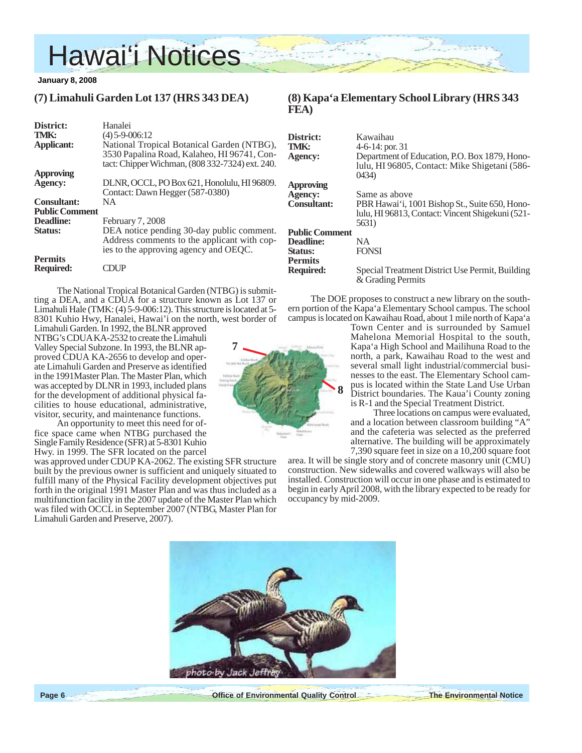## (7) Limahuli Garden Lot 137 (HRS 343 DEA)

**District:** Hanalei
**TMK:** (4) 5-9-006:12
**Applicant:** National Tropical Botanical Garden (NTBG), 3530 Papalina Road, Kalaheo, HI 96741, Contact: Chipper Wichman, (808 332-7324) ext. 240.
**Approving Agency:** DLNR, OCCL, PO Box 621, Honolulu, HI 96809. Contact: Dawn Hegger (587-0380)
**Consultant:** NA
**Public Comment Deadline:** February 7, 2008
**Status:** DEA notice pending 30-day public comment. Address comments to the applicant with copies to the approving agency and OEQC.
**Permits Required:** CDUP

The National Tropical Botanical Garden (NTBG) is submitting a DEA, and a CDUA for a structure known as Lot 137 or Limahuli Hale (TMK: (4) 5-9-006:12). This structure is located at 5-8301 Kuhio Hwy, Hanalei, Hawai'i on the north, west border of Limahuli Garden. In 1992, the BLNR approved NTBG's CDUA KA-2532 to create the Limahuli Valley Special Subzone. In 1993, the BLNR approved CDUA KA-2656 to develop and operate Limahuli Garden and Preserve as identified in the 1991Master Plan. The Master Plan, which was accepted by DLNR in 1993, included plans for the development of additional physical facilities to house educational, administrative, visitor, security, and maintenance functions.

An opportunity to meet this need for office space came when NTBG purchased the Single Family Residence (SFR) at 5-8301 Kuhio Hwy. in 1999. The SFR located on the parcel was approved under CDUP KA-2062. The existing SFR structure built by the previous owner is sufficient and uniquely situated to fulfill many of the Physical Facility development objectives put forth in the original 1991 Master Plan and was thus included as a multifunction facility in the 2007 update of the Master Plan which was filed with OCCL in September 2007 (NTBG, Master Plan for Limahuli Garden and Preserve, 2007).

## (8) Kapa'a Elementary School Library (HRS 343 FEA)

**District:** Kawaihau
**TMK:** 4-6-14: por. 31
**Agency:** Department of Education, P.O. Box 1879, Honolulu, HI 96805, Contact: Mike Shigetani (586-0434)
**Approving Agency:** Same as above
**Consultant:** PBR Hawai'i, 1001 Bishop St., Suite 650, Honolulu, HI 96813, Contact: Vincent Shigekuni (521-5631)
**Public Comment Deadline:** NA
**Status:** FONSI
**Permits Required:** Special Treatment District Use Permit, Building & Grading Permits

The DOE proposes to construct a new library on the southern portion of the Kapa'a Elementary School campus. The school campus is located on Kawaihau Road, about 1 mile north of Kapa'a Town Center and is surrounded by Samuel Mahelona Memorial Hospital to the south, Kapa'a High School and Mailihuna Road to the north, a park, Kawaihau Road to the west and several small light industrial/commercial businesses to the east. The Elementary School campus is located within the State Land Use Urban District boundaries. The Kaua'i County zoning is R-1 and the Special Treatment District.

Three locations on campus were evaluated, and a location between classroom building "A" and the cafeteria was selected as the preferred alternative. The building will be approximately 7,390 square feet in size on a 10,200 square foot area. It will be single story and of concrete masonry unit (CMU) construction. New sidewalks and covered walkways will also be installed. Construction will occur in one phase and is estimated to begin in early April 2008, with the library expected to be ready for occupancy by mid-2009.

photo by Jack Jeffrey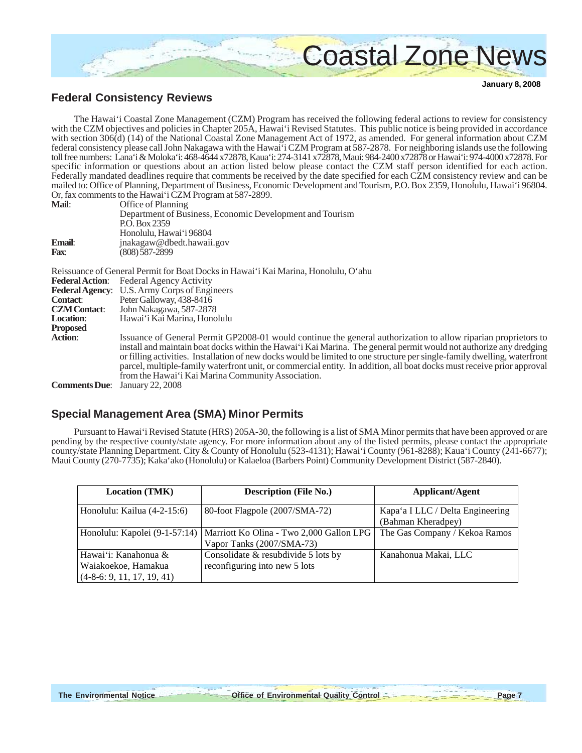# Coastal Zone News

**January 8, 2008**

## Federal Consistency Reviews

The Hawai'i Coastal Zone Management (CZM) Program has received the following federal actions to review for consistency with the CZM objectives and policies in Chapter 205A, Hawai'i Revised Statutes. This public notice is being provided in accordance with section 306(d) (14) of the National Coastal Zone Management Act of 1972, as amended. For general information about CZM federal consistency please call John Nakagawa with the Hawai'i CZM Program at 587-2878. For neighboring islands use the following toll free numbers: Lana'i & Moloka'i: 468-4644 x72878, Kaua'i: 274-3141 x72878, Maui: 984-2400 x72878 or Hawai'i: 974-4000 x72878. For specific information or questions about an action listed below please contact the CZM staff person identified for each action. Federally mandated deadlines require that comments be received by the date specified for each CZM consistency review and can be mailed to: Office of Planning, Department of Business, Economic Development and Tourism, P.O. Box 2359, Honolulu, Hawai'i 96804. Or, fax comments to the Hawai'i CZM Program at 587-2899.

**Mail**: Office of Planning
Department of Business, Economic Development and Tourism
P.O. Box 2359
Honolulu, Hawai'i 96804

**Email**: jnakagaw@dbedt.hawaii.gov

**Fax**: (808) 587-2899

Reissuance of General Permit for Boat Docks in Hawai'i Kai Marina, Honolulu, O'ahu

**Federal Action**: Federal Agency Activity

**Federal Agency**: U.S. Army Corps of Engineers

**Contact**: Peter Galloway, 438-8416

**CZM Contact**: John Nakagawa, 587-2878

**Location**: Hawai'i Kai Marina, Honolulu

**Proposed Action**: Issuance of General Permit GP2008-01 would continue the general authorization to allow riparian proprietors to install and maintain boat docks within the Hawai'i Kai Marina. The general permit would not authorize any dredging or filling activities. Installation of new docks would be limited to one structure per single-family dwelling, waterfront parcel, multiple-family waterfront unit, or commercial entity. In addition, all boat docks must receive prior approval from the Hawai'i Kai Marina Community Association.

**Comments Due**: January 22, 2008

## Special Management Area (SMA) Minor Permits

Pursuant to Hawai'i Revised Statute (HRS) 205A-30, the following is a list of SMA Minor permits that have been approved or are pending by the respective county/state agency. For more information about any of the listed permits, please contact the appropriate county/state Planning Department. City & County of Honolulu (523-4131); Hawai'i County (961-8288); Kaua'i County (241-6677); Maui County (270-7735); Kaka'ako (Honolulu) or Kalaeloa (Barbers Point) Community Development District (587-2840).

| Location (TMK) | Description (File No.) | Applicant/Agent |
|---|---|---|
| Honolulu: Kailua (4-2-15:6) | 80-foot Flagpole (2007/SMA-72) | Kapa'a I LLC / Delta Engineering (Bahman Kheradpey) |
| Honolulu: Kapolei (9-1-57:14) | Marriott Ko Olina - Two 2,000 Gallon LPG Vapor Tanks (2007/SMA-73) | The Gas Company / Kekoa Ramos |
| Hawai'i: Kanahonua & Waiakoekoe, Hamakua (4-8-6: 9, 11, 17, 19, 41) | Consolidate & resubdivide 5 lots by reconfiguring into new 5 lots | Kanahonua Makai, LLC |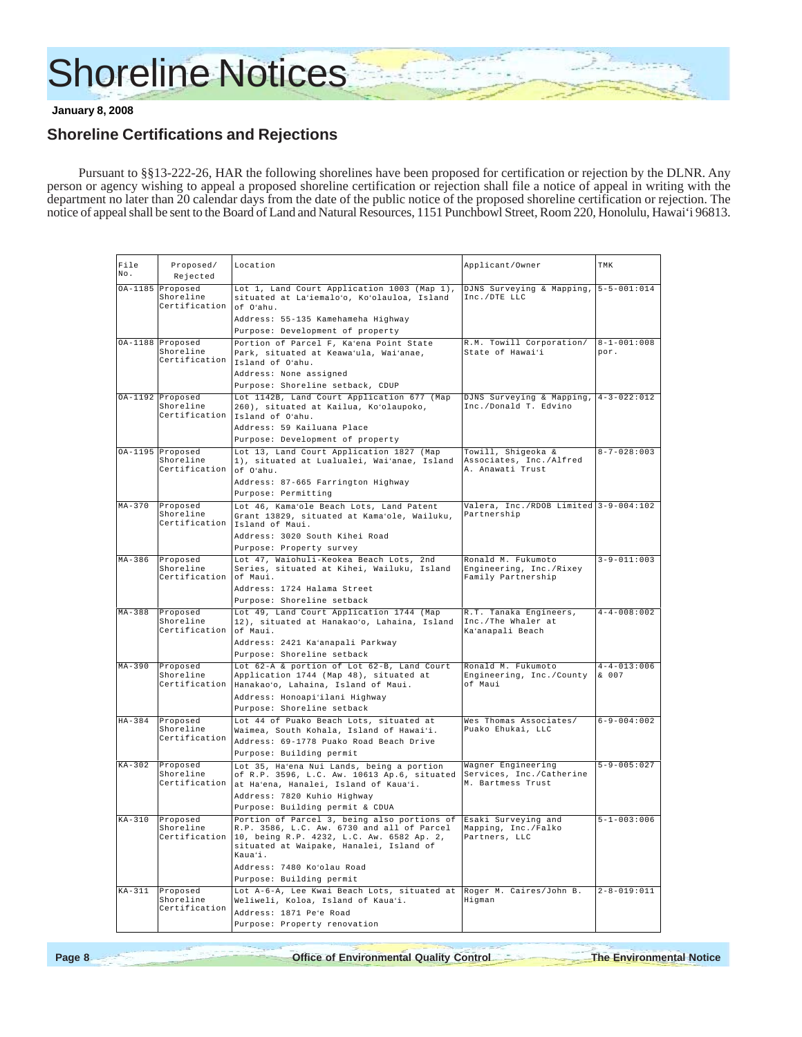# Shoreline Notices

**January 8, 2008**

## Shoreline Certifications and Rejections

Pursuant to §§13-222-26, HAR the following shorelines have been proposed for certification or rejection by the DLNR. Any person or agency wishing to appeal a proposed shoreline certification or rejection shall file a notice of appeal in writing with the department no later than 20 calendar days from the date of the public notice of the proposed shoreline certification or rejection. The notice of appeal shall be sent to the Board of Land and Natural Resources, 1151 Punchbowl Street, Room 220, Honolulu, Hawai'i 96813.

| File No. | Proposed/ Rejected | Location | Applicant/Owner | TMK |
|---|---|---|---|---|
| OA-1185 | Proposed Shoreline Certification | Lot 1, Land Court Application 1003 (Map 1), situated at La'iemalo'o, Ko'olauloa, Island of O'ahu.<br>Address: 55-135 Kamehameha Highway<br>Purpose: Development of property | DJNS Surveying & Mapping, Inc./DTE LLC | 5-5-001:014 |
| OA-1188 | Proposed Shoreline Certification | Portion of Parcel F, Ka'ena Point State Park, situated at Keawa'ula, Wai'anae, Island of O'ahu.<br>Address: None assigned<br>Purpose: Shoreline setback, CDUP | R.M. Towill Corporation/ State of Hawai'i | 8-1-001:008 por. |
| OA-1192 | Proposed Shoreline Certification | Lot 1142B, Land Court Application 677 (Map 260), situated at Kailua, Ko'olaupoko, Island of O'ahu.<br>Address: 59 Kailuana Place<br>Purpose: Development of property | DJNS Surveying & Mapping, Inc./Donald T. Edvino | 4-3-022:012 |
| OA-1195 | Proposed Shoreline Certification | Lot 13, Land Court Application 1827 (Map 1), situated at Lualualei, Wai'anae, Island of O'ahu.<br>Address: 87-665 Farrington Highway<br>Purpose: Permitting | Towill, Shigeoka & Associates, Inc./Alfred A. Anawati Trust | 8-7-028:003 |
| MA-370 | Proposed Shoreline Certification | Lot 46, Kama'ole Beach Lots, Land Patent Grant 13829, situated at Kama'ole, Wailuku, Island of Maui.<br>Address: 3020 South Kihei Road<br>Purpose: Property survey | Valera, Inc./RDOB Limited Partnership | 3-9-004:102 |
| MA-386 | Proposed Shoreline Certification | Lot 47, Waiohuli-Keokea Beach Lots, 2nd Series, situated at Kihei, Wailuku, Island of Maui.<br>Address: 1724 Halama Street<br>Purpose: Shoreline setback | Ronald M. Fukumoto Engineering, Inc./Rixey Family Partnership | 3-9-011:003 |
| MA-388 | Proposed Shoreline Certification | Lot 49, Land Court Application 1744 (Map 12), situated at Hanakao'o, Lahaina, Island of Maui.<br>Address: 2421 Ka'anapali Parkway<br>Purpose: Shoreline setback | R.T. Tanaka Engineers, Inc./The Whaler at Ka'anapali Beach | 4-4-008:002 |
| MA-390 | Proposed Shoreline Certification | Lot 62-A & portion of Lot 62-B, Land Court Application 1744 (Map 48), situated at Hanakao'o, Lahaina, Island of Maui.<br>Address: Honoapi'ilani Highway<br>Purpose: Shoreline setback | Ronald M. Fukumoto Engineering, Inc./County of Maui | 4-4-013:006 & 007 |
| HA-384 | Proposed Shoreline Certification | Lot 44 of Puako Beach Lots, situated at Waimea, South Kohala, Island of Hawai'i.<br>Address: 69-1778 Puako Road Beach Drive<br>Purpose: Building permit | Wes Thomas Associates/ Puako Ehukai, LLC | 6-9-004:002 |
| KA-302 | Proposed Shoreline Certification | Lot 35, Ha'ena Nui Lands, being a portion of R.P. 3596, L.C. Aw. 10613 Ap.6, situated at Ha'ena, Hanalei, Island of Kaua'i.<br>Address: 7820 Kuhio Highway<br>Purpose: Building permit & CDUA | Wagner Engineering Services, Inc./Catherine M. Bartmess Trust | 5-9-005:027 |
| KA-310 | Proposed Shoreline Certification | Portion of Parcel 3, being also portions of R.P. 3586, L.C. Aw. 6730 and all of Parcel 10, being R.P. 4232, L.C. Aw. 6582 Ap. 2, situated at Waipake, Hanalei, Island of Kaua'i.<br>Address: 7480 Ko'olau Road<br>Purpose: Building permit | Esaki Surveying and Mapping, Inc./Falko Partners, LLC | 5-1-003:006 |
| KA-311 | Proposed Shoreline Certification | Lot A-6-A, Lee Kwai Beach Lots, situated at Weliweli, Koloa, Island of Kaua'i.<br>Address: 1871 Pe'e Road<br>Purpose: Property renovation | Roger M. Caires/John B. Higman | 2-8-019:011 |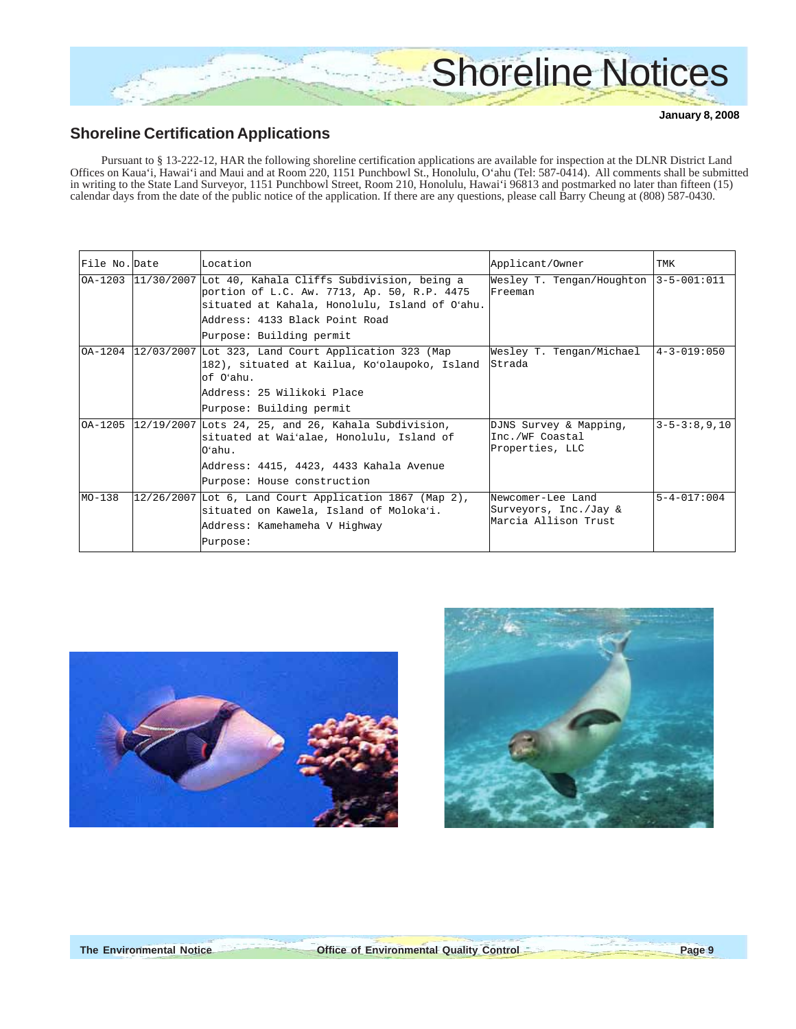# Shoreline Notices

**January 8, 2008**

## Shoreline Certification Applications

Pursuant to § 13-222-12, HAR the following shoreline certification applications are available for inspection at the DLNR District Land Offices on Kaua'i, Hawai'i and Maui and at Room 220, 1151 Punchbowl St., Honolulu, O'ahu (Tel: 587-0414). All comments shall be submitted in writing to the State Land Surveyor, 1151 Punchbowl Street, Room 210, Honolulu, Hawai'i 96813 and postmarked no later than fifteen (15) calendar days from the date of the public notice of the application. If there are any questions, please call Barry Cheung at (808) 587-0430.

| File No. | Date | Location | Applicant/Owner | TMK |
|---|---|---|---|---|
| OA-1203 | 11/30/2007 | Lot 40, Kahala Cliffs Subdivision, being a portion of L.C. Aw. 7713, Ap. 50, R.P. 4475 situated at Kahala, Honolulu, Island of O'ahu.<br>Address: 4133 Black Point Road<br>Purpose: Building permit | Wesley T. Tengan/Houghton Freeman | 3-5-001:011 |
| OA-1204 | 12/03/2007 | Lot 323, Land Court Application 323 (Map 182), situated at Kailua, Ko'olaupoko, Island of O'ahu.<br>Address: 25 Wilikoki Place<br>Purpose: Building permit | Wesley T. Tengan/Michael Strada | 4-3-019:050 |
| OA-1205 | 12/19/2007 | Lots 24, 25, and 26, Kahala Subdivision, situated at Wai'alae, Honolulu, Island of O'ahu.<br>Address: 4415, 4423, 4433 Kahala Avenue<br>Purpose: House construction | DJNS Survey & Mapping, Inc./WF Coastal Properties, LLC | 3-5-3:8,9,10 |
| MO-138 | 12/26/2007 | Lot 6, Land Court Application 1867 (Map 2), situated on Kawela, Island of Moloka'i.<br>Address: Kamehameha V Highway<br>Purpose: | Newcomer-Lee Land Surveyors, Inc./Jay & Marcia Allison Trust | 5-4-017:004 |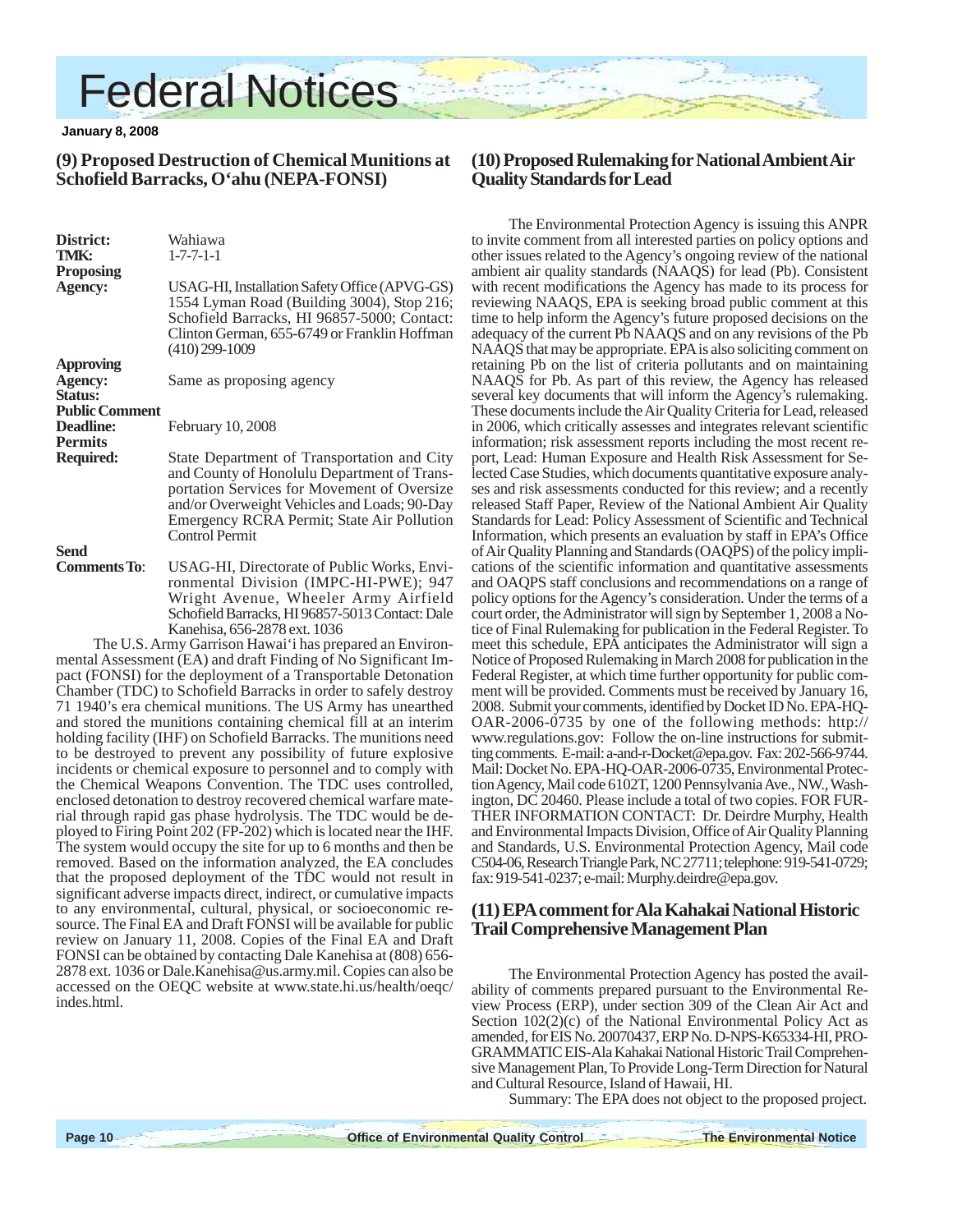# Federal Notices

**January 8, 2008**

## (9) Proposed Destruction of Chemical Munitions at Schofield Barracks, Oʻahu (NEPA-FONSI)

| | |
|---|---|
| **District:** | Wahiawa |
| **TMK:** | 1-7-7-1-1 |
| **Proposing Agency:** | USAG-HI, Installation Safety Office (APVG-GS) 1554 Lyman Road (Building 3004), Stop 216; Schofield Barracks, HI 96857-5000; Contact: Clinton German, 655-6749 or Franklin Hoffman (410) 299-1009 |
| **Approving Agency:** | Same as proposing agency |
| **Status:** | |
| **Public Comment Deadline:** | February 10, 2008 |
| **Permits Required:** | State Department of Transportation and City and County of Honolulu Department of Transportation Services for Movement of Oversize and/or Overweight Vehicles and Loads; 90-Day Emergency RCRA Permit; State Air Pollution Control Permit |
| **Send Comments To**: | USAG-HI, Directorate of Public Works, Environmental Division (IMPC-HI-PWE); 947 Wright Avenue, Wheeler Army Airfield Schofield Barracks, HI 96857-5013 Contact: Dale Kanehisa, 656-2878 ext. 1036 |

The U.S. Army Garrison Hawaiʻi has prepared an Environmental Assessment (EA) and draft Finding of No Significant Impact (FONSI) for the deployment of a Transportable Detonation Chamber (TDC) to Schofield Barracks in order to safely destroy 71 1940's era chemical munitions. The US Army has unearthed and stored the munitions containing chemical fill at an interim holding facility (IHF) on Schofield Barracks. The munitions need to be destroyed to prevent any possibility of future explosive incidents or chemical exposure to personnel and to comply with the Chemical Weapons Convention. The TDC uses controlled, enclosed detonation to destroy recovered chemical warfare material through rapid gas phase hydrolysis. The TDC would be deployed to Firing Point 202 (FP-202) which is located near the IHF. The system would occupy the site for up to 6 months and then be removed. Based on the information analyzed, the EA concludes that the proposed deployment of the TDC would not result in significant adverse impacts direct, indirect, or cumulative impacts to any environmental, cultural, physical, or socioeconomic resource. The Final EA and Draft FONSI will be available for public review on January 11, 2008. Copies of the Final EA and Draft FONSI can be obtained by contacting Dale Kanehisa at (808) 656-2878 ext. 1036 or Dale.Kanehisa@us.army.mil. Copies can also be accessed on the OEQC website at www.state.hi.us/health/oeqc/indes.html.

## (10) Proposed Rulemaking for National Ambient Air Quality Standards for Lead

The Environmental Protection Agency is issuing this ANPR to invite comment from all interested parties on policy options and other issues related to the Agency's ongoing review of the national ambient air quality standards (NAAQS) for lead (Pb). Consistent with recent modifications the Agency has made to its process for reviewing NAAQS, EPA is seeking broad public comment at this time to help inform the Agency's future proposed decisions on the adequacy of the current Pb NAAQS and on any revisions of the Pb NAAQS that may be appropriate. EPA is also soliciting comment on retaining Pb on the list of criteria pollutants and on maintaining NAAQS for Pb. As part of this review, the Agency has released several key documents that will inform the Agency's rulemaking. These documents include the Air Quality Criteria for Lead, released in 2006, which critically assesses and integrates relevant scientific information; risk assessment reports including the most recent report, Lead: Human Exposure and Health Risk Assessment for Selected Case Studies, which documents quantitative exposure analyses and risk assessments conducted for this review; and a recently released Staff Paper, Review of the National Ambient Air Quality Standards for Lead: Policy Assessment of Scientific and Technical Information, which presents an evaluation by staff in EPA's Office of Air Quality Planning and Standards (OAQPS) of the policy implications of the scientific information and quantitative assessments and OAQPS staff conclusions and recommendations on a range of policy options for the Agency's consideration. Under the terms of a court order, the Administrator will sign by September 1, 2008 a Notice of Final Rulemaking for publication in the Federal Register. To meet this schedule, EPA anticipates the Administrator will sign a Notice of Proposed Rulemaking in March 2008 for publication in the Federal Register, at which time further opportunity for public comment will be provided. Comments must be received by January 16, 2008. Submit your comments, identified by Docket ID No. EPA-HQ-OAR-2006-0735 by one of the following methods: http://www.regulations.gov: Follow the on-line instructions for submitting comments. E-mail: a-and-r-Docket@epa.gov. Fax: 202-566-9744. Mail: Docket No. EPA-HQ-OAR-2006-0735, Environmental Protection Agency, Mail code 6102T, 1200 Pennsylvania Ave., NW., Washington, DC 20460. Please include a total of two copies. FOR FURTHER INFORMATION CONTACT: Dr. Deirdre Murphy, Health and Environmental Impacts Division, Office of Air Quality Planning and Standards, U.S. Environmental Protection Agency, Mail code C504-06, Research Triangle Park, NC 27711; telephone: 919-541-0729; fax: 919-541-0237; e-mail: Murphy.deirdre@epa.gov.

## (11) EPA comment for Ala Kahakai National Historic Trail Comprehensive Management Plan

The Environmental Protection Agency has posted the availability of comments prepared pursuant to the Environmental Review Process (ERP), under section 309 of the Clean Air Act and Section 102(2)(c) of the National Environmental Policy Act as amended, for EIS No. 20070437, ERP No. D-NPS-K65334-HI, PROGRAMMATIC EIS-Ala Kahakai National Historic Trail Comprehensive Management Plan, To Provide Long-Term Direction for Natural and Cultural Resource, Island of Hawaii, HI.

Summary: The EPA does not object to the proposed project.